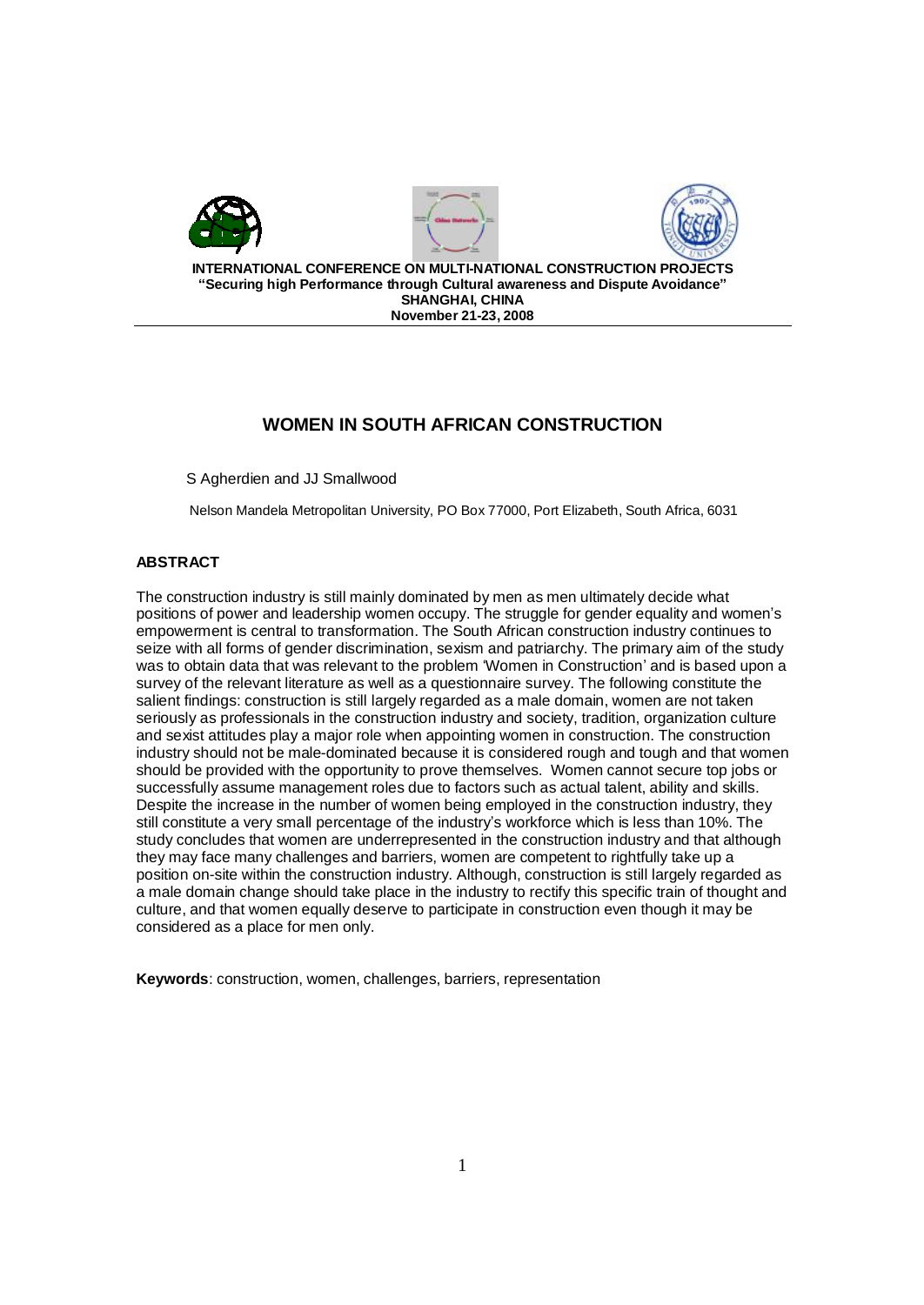**INTERNATIONAL CONFERENCE ON MULTI-NATIONAL CONSTRUCTION PROJECTS**
**"Securing high Performance through Cultural awareness and Dispute Avoidance"**
**SHANGHAI, CHINA**
**November 21-23, 2008**

# WOMEN IN SOUTH AFRICAN CONSTRUCTION

S Agherdien and JJ Smallwood

Nelson Mandela Metropolitan University, PO Box 77000, Port Elizabeth, South Africa, 6031

## ABSTRACT

The construction industry is still mainly dominated by men as men ultimately decide what positions of power and leadership women occupy. The struggle for gender equality and women's empowerment is central to transformation. The South African construction industry continues to seize with all forms of gender discrimination, sexism and patriarchy. The primary aim of the study was to obtain data that was relevant to the problem 'Women in Construction' and is based upon a survey of the relevant literature as well as a questionnaire survey. The following constitute the salient findings: construction is still largely regarded as a male domain, women are not taken seriously as professionals in the construction industry and society, tradition, organization culture and sexist attitudes play a major role when appointing women in construction. The construction industry should not be male-dominated because it is considered rough and tough and that women should be provided with the opportunity to prove themselves. Women cannot secure top jobs or successfully assume management roles due to factors such as actual talent, ability and skills. Despite the increase in the number of women being employed in the construction industry, they still constitute a very small percentage of the industry's workforce which is less than 10%. The study concludes that women are underrepresented in the construction industry and that although they may face many challenges and barriers, women are competent to rightfully take up a position on-site within the construction industry. Although, construction is still largely regarded as a male domain change should take place in the industry to rectify this specific train of thought and culture, and that women equally deserve to participate in construction even though it may be considered as a place for men only.

**Keywords**: construction, women, challenges, barriers, representation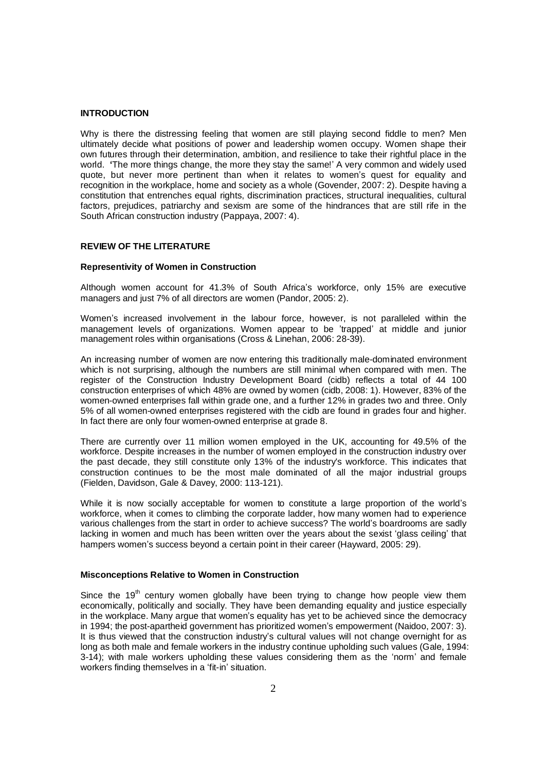## INTRODUCTION

Why is there the distressing feeling that women are still playing second fiddle to men? Men ultimately decide what positions of power and leadership women occupy. Women shape their own futures through their determination, ambition, and resilience to take their rightful place in the world. **'**The more things change, the more they stay the same!' A very common and widely used quote, but never more pertinent than when it relates to women's quest for equality and recognition in the workplace, home and society as a whole (Govender, 2007: 2). Despite having a constitution that entrenches equal rights, discrimination practices, structural inequalities, cultural factors, prejudices, patriarchy and sexism are some of the hindrances that are still rife in the South African construction industry (Pappaya, 2007: 4).

## REVIEW OF THE LITERATURE

### Representivity of Women in Construction

Although women account for 41.3% of South Africa's workforce, only 15% are executive managers and just 7% of all directors are women (Pandor, 2005: 2).

Women's increased involvement in the labour force, however, is not paralleled within the management levels of organizations. Women appear to be 'trapped' at middle and junior management roles within organisations (Cross & Linehan, 2006: 28-39).

An increasing number of women are now entering this traditionally male-dominated environment which is not surprising, although the numbers are still minimal when compared with men. The register of the Construction Industry Development Board (cidb) reflects a total of 44 100 construction enterprises of which 48% are owned by women (cidb, 2008: 1). However, 83% of the women-owned enterprises fall within grade one, and a further 12% in grades two and three. Only 5% of all women-owned enterprises registered with the cidb are found in grades four and higher. In fact there are only four women-owned enterprise at grade 8.

There are currently over 11 million women employed in the UK, accounting for 49.5% of the workforce. Despite increases in the number of women employed in the construction industry over the past decade, they still constitute only 13% of the industry's workforce. This indicates that construction continues to be the most male dominated of all the major industrial groups (Fielden, Davidson, Gale & Davey, 2000: 113-121).

While it is now socially acceptable for women to constitute a large proportion of the world's workforce, when it comes to climbing the corporate ladder, how many women had to experience various challenges from the start in order to achieve success? The world's boardrooms are sadly lacking in women and much has been written over the years about the sexist 'glass ceiling' that hampers women's success beyond a certain point in their career (Hayward, 2005: 29).

### Misconceptions Relative to Women in Construction

Since the 19th century women globally have been trying to change how people view them economically, politically and socially. They have been demanding equality and justice especially in the workplace. Many argue that women's equality has yet to be achieved since the democracy in 1994; the post-apartheid government has prioritized women's empowerment (Naidoo, 2007: 3). It is thus viewed that the construction industry's cultural values will not change overnight for as long as both male and female workers in the industry continue upholding such values (Gale, 1994: 3-14); with male workers upholding these values considering them as the 'norm' and female workers finding themselves in a 'fit-in' situation.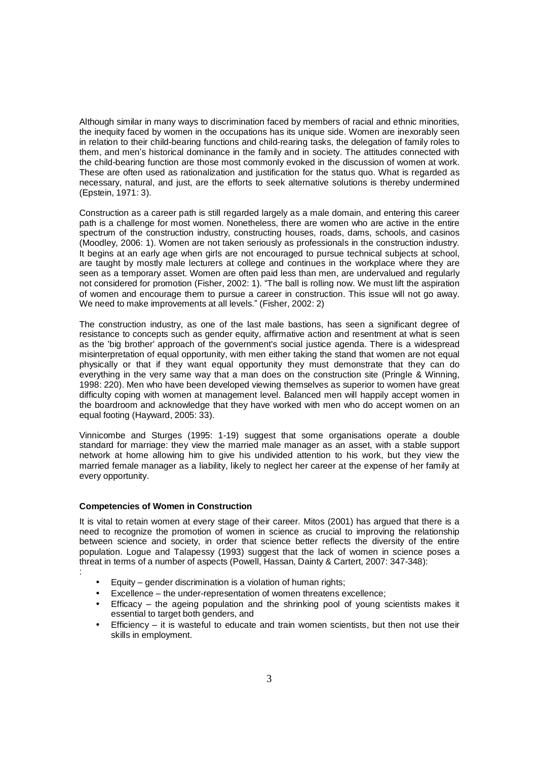Although similar in many ways to discrimination faced by members of racial and ethnic minorities, the inequity faced by women in the occupations has its unique side. Women are inexorably seen in relation to their child-bearing functions and child-rearing tasks, the delegation of family roles to them, and men's historical dominance in the family and in society. The attitudes connected with the child-bearing function are those most commonly evoked in the discussion of women at work. These are often used as rationalization and justification for the status quo. What is regarded as necessary, natural, and just, are the efforts to seek alternative solutions is thereby undermined (Epstein, 1971: 3).

Construction as a career path is still regarded largely as a male domain, and entering this career path is a challenge for most women. Nonetheless, there are women who are active in the entire spectrum of the construction industry, constructing houses, roads, dams, schools, and casinos (Moodley, 2006: 1). Women are not taken seriously as professionals in the construction industry. It begins at an early age when girls are not encouraged to pursue technical subjects at school, are taught by mostly male lecturers at college and continues in the workplace where they are seen as a temporary asset. Women are often paid less than men, are undervalued and regularly not considered for promotion (Fisher, 2002: 1). "The ball is rolling now. We must lift the aspiration of women and encourage them to pursue a career in construction. This issue will not go away. We need to make improvements at all levels." (Fisher, 2002: 2)

The construction industry, as one of the last male bastions, has seen a significant degree of resistance to concepts such as gender equity, affirmative action and resentment at what is seen as the 'big brother' approach of the government's social justice agenda. There is a widespread misinterpretation of equal opportunity, with men either taking the stand that women are not equal physically or that if they want equal opportunity they must demonstrate that they can do everything in the very same way that a man does on the construction site (Pringle & Winning, 1998: 220). Men who have been developed viewing themselves as superior to women have great difficulty coping with women at management level. Balanced men will happily accept women in the boardroom and acknowledge that they have worked with men who do accept women on an equal footing (Hayward, 2005: 33).

Vinnicombe and Sturges (1995: 1-19) suggest that some organisations operate a double standard for marriage: they view the married male manager as an asset, with a stable support network at home allowing him to give his undivided attention to his work, but they view the married female manager as a liability, likely to neglect her career at the expense of her family at every opportunity.

**Competencies of Women in Construction**

It is vital to retain women at every stage of their career. Mitos (2001) has argued that there is a need to recognize the promotion of women in science as crucial to improving the relationship between science and society, in order that science better reflects the diversity of the entire population. Logue and Talapessy (1993) suggest that the lack of women in science poses a threat in terms of a number of aspects (Powell, Hassan, Dainty & Cartert, 2007: 347-348):
:

- Equity – gender discrimination is a violation of human rights;
- Excellence – the under-representation of women threatens excellence;
- Efficacy – the ageing population and the shrinking pool of young scientists makes it essential to target both genders, and
- Efficiency – it is wasteful to educate and train women scientists, but then not use their skills in employment.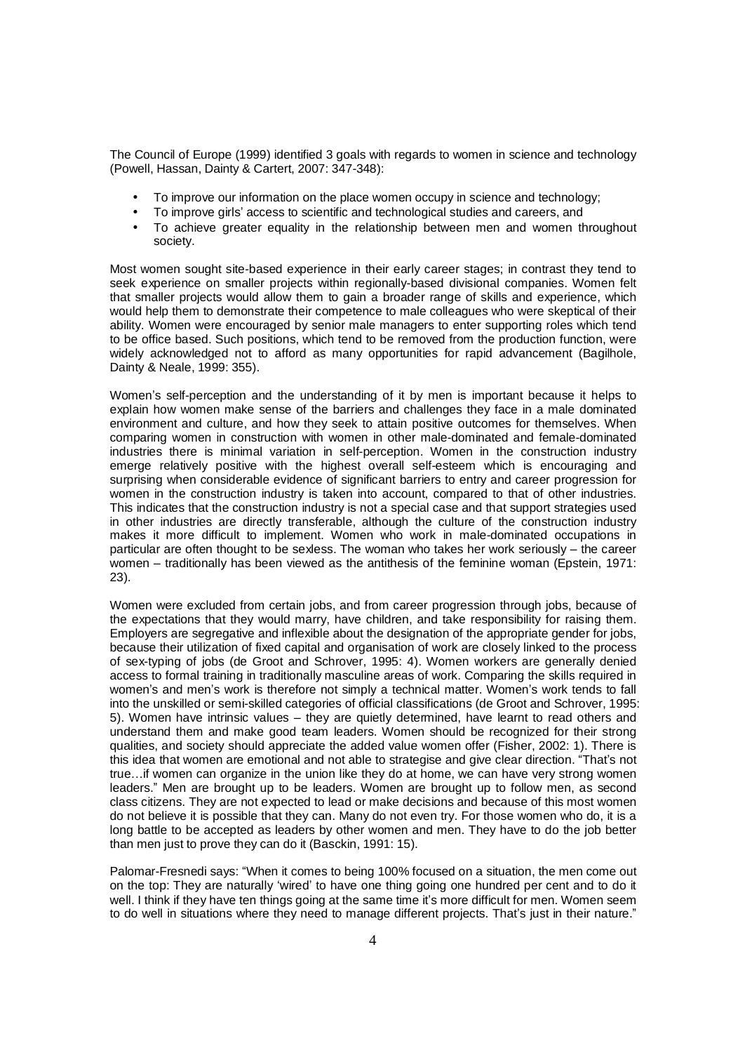The Council of Europe (1999) identified 3 goals with regards to women in science and technology (Powell, Hassan, Dainty & Cartert, 2007: 347-348):

- To improve our information on the place women occupy in science and technology;
- To improve girls' access to scientific and technological studies and careers, and
- To achieve greater equality in the relationship between men and women throughout society.

Most women sought site-based experience in their early career stages; in contrast they tend to seek experience on smaller projects within regionally-based divisional companies. Women felt that smaller projects would allow them to gain a broader range of skills and experience, which would help them to demonstrate their competence to male colleagues who were skeptical of their ability. Women were encouraged by senior male managers to enter supporting roles which tend to be office based. Such positions, which tend to be removed from the production function, were widely acknowledged not to afford as many opportunities for rapid advancement (Bagilhole, Dainty & Neale, 1999: 355).

Women's self-perception and the understanding of it by men is important because it helps to explain how women make sense of the barriers and challenges they face in a male dominated environment and culture, and how they seek to attain positive outcomes for themselves. When comparing women in construction with women in other male-dominated and female-dominated industries there is minimal variation in self-perception. Women in the construction industry emerge relatively positive with the highest overall self-esteem which is encouraging and surprising when considerable evidence of significant barriers to entry and career progression for women in the construction industry is taken into account, compared to that of other industries. This indicates that the construction industry is not a special case and that support strategies used in other industries are directly transferable, although the culture of the construction industry makes it more difficult to implement. Women who work in male-dominated occupations in particular are often thought to be sexless. The woman who takes her work seriously – the career women – traditionally has been viewed as the antithesis of the feminine woman (Epstein, 1971: 23).

Women were excluded from certain jobs, and from career progression through jobs, because of the expectations that they would marry, have children, and take responsibility for raising them. Employers are segregative and inflexible about the designation of the appropriate gender for jobs, because their utilization of fixed capital and organisation of work are closely linked to the process of sex-typing of jobs (de Groot and Schrover, 1995: 4). Women workers are generally denied access to formal training in traditionally masculine areas of work. Comparing the skills required in women's and men's work is therefore not simply a technical matter. Women's work tends to fall into the unskilled or semi-skilled categories of official classifications (de Groot and Schrover, 1995: 5). Women have intrinsic values – they are quietly determined, have learnt to read others and understand them and make good team leaders. Women should be recognized for their strong qualities, and society should appreciate the added value women offer (Fisher, 2002: 1). There is this idea that women are emotional and not able to strategise and give clear direction. "That's not true…if women can organize in the union like they do at home, we can have very strong women leaders." Men are brought up to be leaders. Women are brought up to follow men, as second class citizens. They are not expected to lead or make decisions and because of this most women do not believe it is possible that they can. Many do not even try. For those women who do, it is a long battle to be accepted as leaders by other women and men. They have to do the job better than men just to prove they can do it (Basckin, 1991: 15).

Palomar-Fresnedi says: "When it comes to being 100% focused on a situation, the men come out on the top: They are naturally 'wired' to have one thing going one hundred per cent and to do it well. I think if they have ten things going at the same time it's more difficult for men. Women seem to do well in situations where they need to manage different projects. That's just in their nature."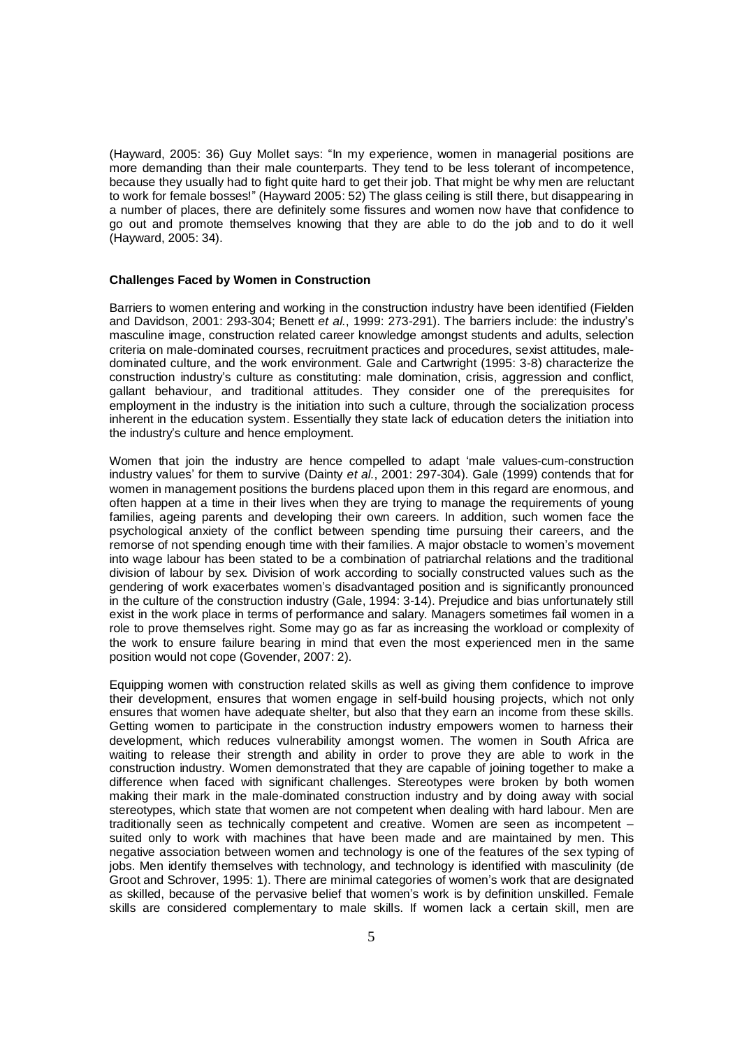(Hayward, 2005: 36) Guy Mollet says: "In my experience, women in managerial positions are more demanding than their male counterparts. They tend to be less tolerant of incompetence, because they usually had to fight quite hard to get their job. That might be why men are reluctant to work for female bosses!" (Hayward 2005: 52) The glass ceiling is still there, but disappearing in a number of places, there are definitely some fissures and women now have that confidence to go out and promote themselves knowing that they are able to do the job and to do it well (Hayward, 2005: 34).

**Challenges Faced by Women in Construction**

Barriers to women entering and working in the construction industry have been identified (Fielden and Davidson, 2001: 293-304; Benett *et al.*, 1999: 273-291). The barriers include: the industry's masculine image, construction related career knowledge amongst students and adults, selection criteria on male-dominated courses, recruitment practices and procedures, sexist attitudes, male-dominated culture, and the work environment. Gale and Cartwright (1995: 3-8) characterize the construction industry's culture as constituting: male domination, crisis, aggression and conflict, gallant behaviour, and traditional attitudes. They consider one of the prerequisites for employment in the industry is the initiation into such a culture, through the socialization process inherent in the education system. Essentially they state lack of education deters the initiation into the industry's culture and hence employment.

Women that join the industry are hence compelled to adapt 'male values-cum-construction industry values' for them to survive (Dainty *et al.*, 2001: 297-304). Gale (1999) contends that for women in management positions the burdens placed upon them in this regard are enormous, and often happen at a time in their lives when they are trying to manage the requirements of young families, ageing parents and developing their own careers. In addition, such women face the psychological anxiety of the conflict between spending time pursuing their careers, and the remorse of not spending enough time with their families. A major obstacle to women's movement into wage labour has been stated to be a combination of patriarchal relations and the traditional division of labour by sex. Division of work according to socially constructed values such as the gendering of work exacerbates women's disadvantaged position and is significantly pronounced in the culture of the construction industry (Gale, 1994: 3-14). Prejudice and bias unfortunately still exist in the work place in terms of performance and salary. Managers sometimes fail women in a role to prove themselves right. Some may go as far as increasing the workload or complexity of the work to ensure failure bearing in mind that even the most experienced men in the same position would not cope (Govender, 2007: 2).

Equipping women with construction related skills as well as giving them confidence to improve their development, ensures that women engage in self-build housing projects, which not only ensures that women have adequate shelter, but also that they earn an income from these skills. Getting women to participate in the construction industry empowers women to harness their development, which reduces vulnerability amongst women. The women in South Africa are waiting to release their strength and ability in order to prove they are able to work in the construction industry. Women demonstrated that they are capable of joining together to make a difference when faced with significant challenges. Stereotypes were broken by both women making their mark in the male-dominated construction industry and by doing away with social stereotypes, which state that women are not competent when dealing with hard labour. Men are traditionally seen as technically competent and creative. Women are seen as incompetent – suited only to work with machines that have been made and are maintained by men. This negative association between women and technology is one of the features of the sex typing of jobs. Men identify themselves with technology, and technology is identified with masculinity (de Groot and Schrover, 1995: 1). There are minimal categories of women's work that are designated as skilled, because of the pervasive belief that women's work is by definition unskilled. Female skills are considered complementary to male skills. If women lack a certain skill, men are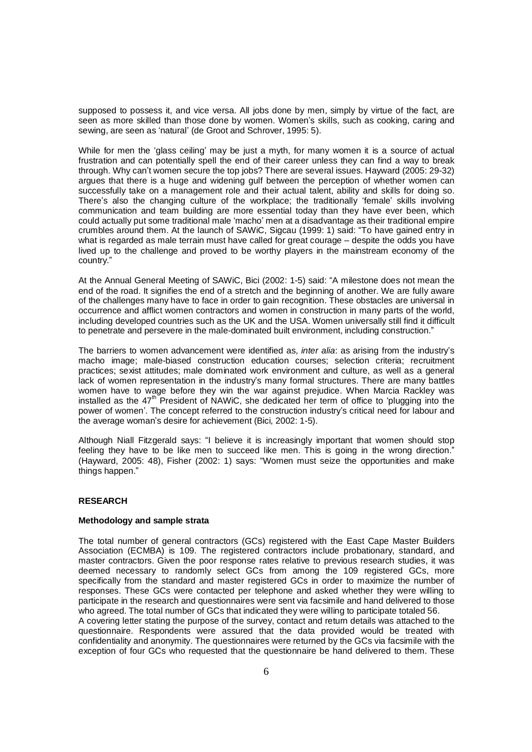supposed to possess it, and vice versa. All jobs done by men, simply by virtue of the fact, are seen as more skilled than those done by women. Women's skills, such as cooking, caring and sewing, are seen as 'natural' (de Groot and Schrover, 1995: 5).

While for men the 'glass ceiling' may be just a myth, for many women it is a source of actual frustration and can potentially spell the end of their career unless they can find a way to break through. Why can't women secure the top jobs? There are several issues. Hayward (2005: 29-32) argues that there is a huge and widening gulf between the perception of whether women can successfully take on a management role and their actual talent, ability and skills for doing so. There's also the changing culture of the workplace; the traditionally 'female' skills involving communication and team building are more essential today than they have ever been, which could actually put some traditional male 'macho' men at a disadvantage as their traditional empire crumbles around them. At the launch of SAWiC, Sigcau (1999: 1) said: "To have gained entry in what is regarded as male terrain must have called for great courage – despite the odds you have lived up to the challenge and proved to be worthy players in the mainstream economy of the country."

At the Annual General Meeting of SAWiC, Bici (2002: 1-5) said: "A milestone does not mean the end of the road. It signifies the end of a stretch and the beginning of another. We are fully aware of the challenges many have to face in order to gain recognition. These obstacles are universal in occurrence and afflict women contractors and women in construction in many parts of the world, including developed countries such as the UK and the USA. Women universally still find it difficult to penetrate and persevere in the male-dominated built environment, including construction."

The barriers to women advancement were identified as, *inter alia*: as arising from the industry's macho image; male-biased construction education courses; selection criteria; recruitment practices; sexist attitudes; male dominated work environment and culture, as well as a general lack of women representation in the industry's many formal structures. There are many battles women have to wage before they win the war against prejudice. When Marcia Rackley was installed as the 47th President of NAWiC, she dedicated her term of office to 'plugging into the power of women'. The concept referred to the construction industry's critical need for labour and the average woman's desire for achievement (Bici, 2002: 1-5).

Although Niall Fitzgerald says: "I believe it is increasingly important that women should stop feeling they have to be like men to succeed like men. This is going in the wrong direction." (Hayward, 2005: 48), Fisher (2002: 1) says: "Women must seize the opportunities and make things happen."

## RESEARCH

### Methodology and sample strata

The total number of general contractors (GCs) registered with the East Cape Master Builders Association (ECMBA) is 109. The registered contractors include probationary, standard, and master contractors. Given the poor response rates relative to previous research studies, it was deemed necessary to randomly select GCs from among the 109 registered GCs, more specifically from the standard and master registered GCs in order to maximize the number of responses. These GCs were contacted per telephone and asked whether they were willing to participate in the research and questionnaires were sent via facsimile and hand delivered to those who agreed. The total number of GCs that indicated they were willing to participate totaled 56.

A covering letter stating the purpose of the survey, contact and return details was attached to the questionnaire. Respondents were assured that the data provided would be treated with confidentiality and anonymity. The questionnaires were returned by the GCs via facsimile with the exception of four GCs who requested that the questionnaire be hand delivered to them. These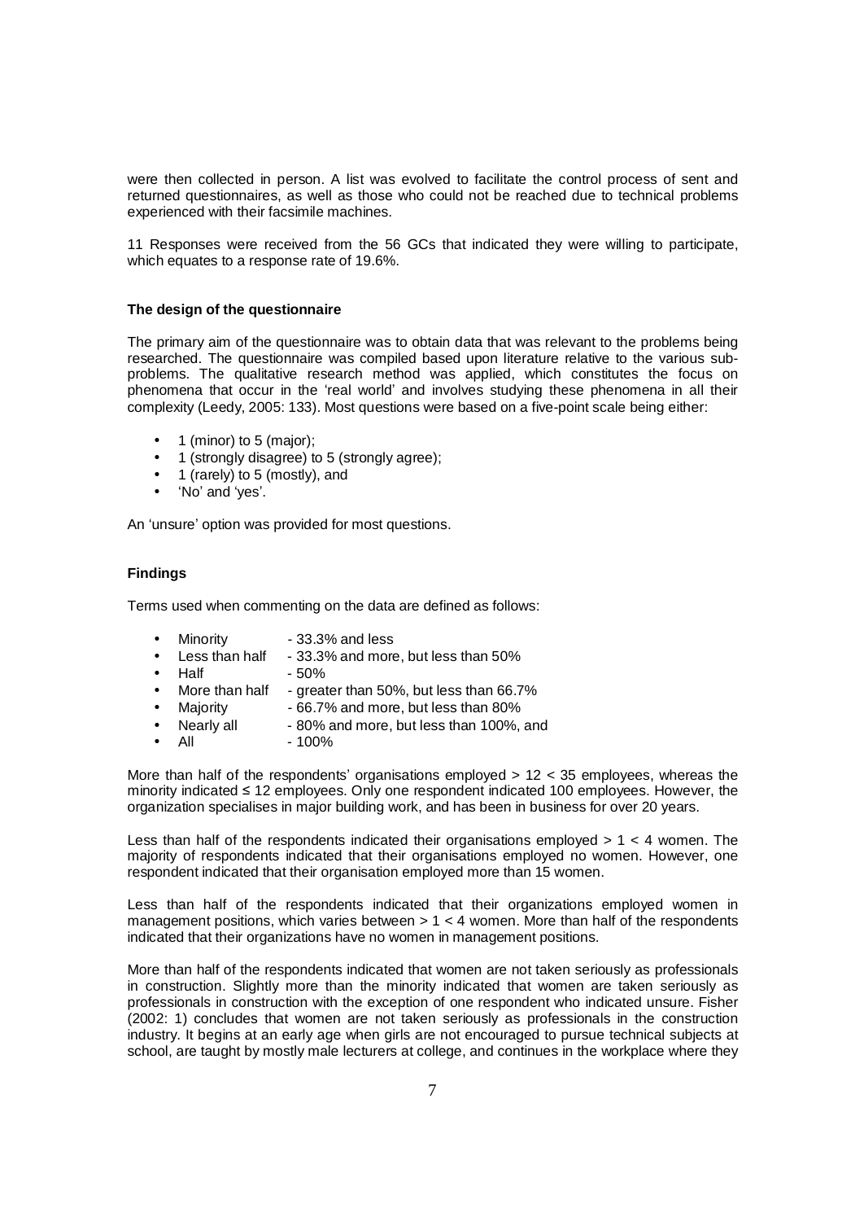were then collected in person. A list was evolved to facilitate the control process of sent and returned questionnaires, as well as those who could not be reached due to technical problems experienced with their facsimile machines.

11 Responses were received from the 56 GCs that indicated they were willing to participate, which equates to a response rate of 19.6%.

### The design of the questionnaire

The primary aim of the questionnaire was to obtain data that was relevant to the problems being researched. The questionnaire was compiled based upon literature relative to the various sub-problems. The qualitative research method was applied, which constitutes the focus on phenomena that occur in the 'real world' and involves studying these phenomena in all their complexity (Leedy, 2005: 133). Most questions were based on a five-point scale being either:

- 1 (minor) to 5 (major);
- 1 (strongly disagree) to 5 (strongly agree);
- 1 (rarely) to 5 (mostly), and
- 'No' and 'yes'.

An 'unsure' option was provided for most questions.

### Findings

Terms used when commenting on the data are defined as follows:

- Minority - 33.3% and less
- Less than half - 33.3% and more, but less than 50%
- Half - 50%
- More than half - greater than 50%, but less than 66.7%
- Majority - 66.7% and more, but less than 80%
- Nearly all - 80% and more, but less than 100%, and
- All - 100%

More than half of the respondents' organisations employed > 12 < 35 employees, whereas the minority indicated ≤ 12 employees. Only one respondent indicated 100 employees. However, the organization specialises in major building work, and has been in business for over 20 years.

Less than half of the respondents indicated their organisations employed > 1 < 4 women. The majority of respondents indicated that their organisations employed no women. However, one respondent indicated that their organisation employed more than 15 women.

Less than half of the respondents indicated that their organizations employed women in management positions, which varies between > 1 < 4 women. More than half of the respondents indicated that their organizations have no women in management positions.

More than half of the respondents indicated that women are not taken seriously as professionals in construction. Slightly more than the minority indicated that women are taken seriously as professionals in construction with the exception of one respondent who indicated unsure. Fisher (2002: 1) concludes that women are not taken seriously as professionals in the construction industry. It begins at an early age when girls are not encouraged to pursue technical subjects at school, are taught by mostly male lecturers at college, and continues in the workplace where they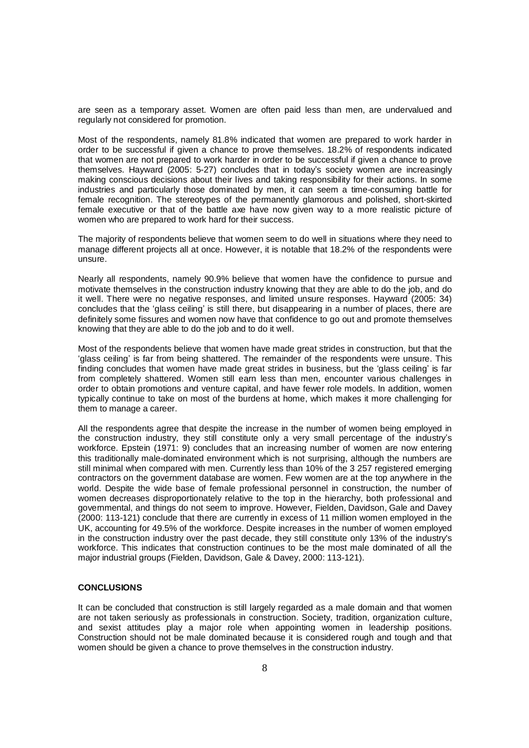are seen as a temporary asset. Women are often paid less than men, are undervalued and regularly not considered for promotion.

Most of the respondents, namely 81.8% indicated that women are prepared to work harder in order to be successful if given a chance to prove themselves. 18.2% of respondents indicated that women are not prepared to work harder in order to be successful if given a chance to prove themselves. Hayward (2005: 5-27) concludes that in today's society women are increasingly making conscious decisions about their lives and taking responsibility for their actions. In some industries and particularly those dominated by men, it can seem a time-consuming battle for female recognition. The stereotypes of the permanently glamorous and polished, short-skirted female executive or that of the battle axe have now given way to a more realistic picture of women who are prepared to work hard for their success.

The majority of respondents believe that women seem to do well in situations where they need to manage different projects all at once. However, it is notable that 18.2% of the respondents were unsure.

Nearly all respondents, namely 90.9% believe that women have the confidence to pursue and motivate themselves in the construction industry knowing that they are able to do the job, and do it well. There were no negative responses, and limited unsure responses. Hayward (2005: 34) concludes that the 'glass ceiling' is still there, but disappearing in a number of places, there are definitely some fissures and women now have that confidence to go out and promote themselves knowing that they are able to do the job and to do it well.

Most of the respondents believe that women have made great strides in construction, but that the 'glass ceiling' is far from being shattered. The remainder of the respondents were unsure. This finding concludes that women have made great strides in business, but the 'glass ceiling' is far from completely shattered. Women still earn less than men, encounter various challenges in order to obtain promotions and venture capital, and have fewer role models. In addition, women typically continue to take on most of the burdens at home, which makes it more challenging for them to manage a career.

All the respondents agree that despite the increase in the number of women being employed in the construction industry, they still constitute only a very small percentage of the industry's workforce. Epstein (1971: 9) concludes that an increasing number of women are now entering this traditionally male-dominated environment which is not surprising, although the numbers are still minimal when compared with men. Currently less than 10% of the 3 257 registered emerging contractors on the government database are women. Few women are at the top anywhere in the world. Despite the wide base of female professional personnel in construction, the number of women decreases disproportionately relative to the top in the hierarchy, both professional and governmental, and things do not seem to improve. However, Fielden, Davidson, Gale and Davey (2000: 113-121) conclude that there are currently in excess of 11 million women employed in the UK, accounting for 49.5% of the workforce. Despite increases in the number of women employed in the construction industry over the past decade, they still constitute only 13% of the industry's workforce. This indicates that construction continues to be the most male dominated of all the major industrial groups (Fielden, Davidson, Gale & Davey, 2000: 113-121).

## CONCLUSIONS

It can be concluded that construction is still largely regarded as a male domain and that women are not taken seriously as professionals in construction. Society, tradition, organization culture, and sexist attitudes play a major role when appointing women in leadership positions. Construction should not be male dominated because it is considered rough and tough and that women should be given a chance to prove themselves in the construction industry.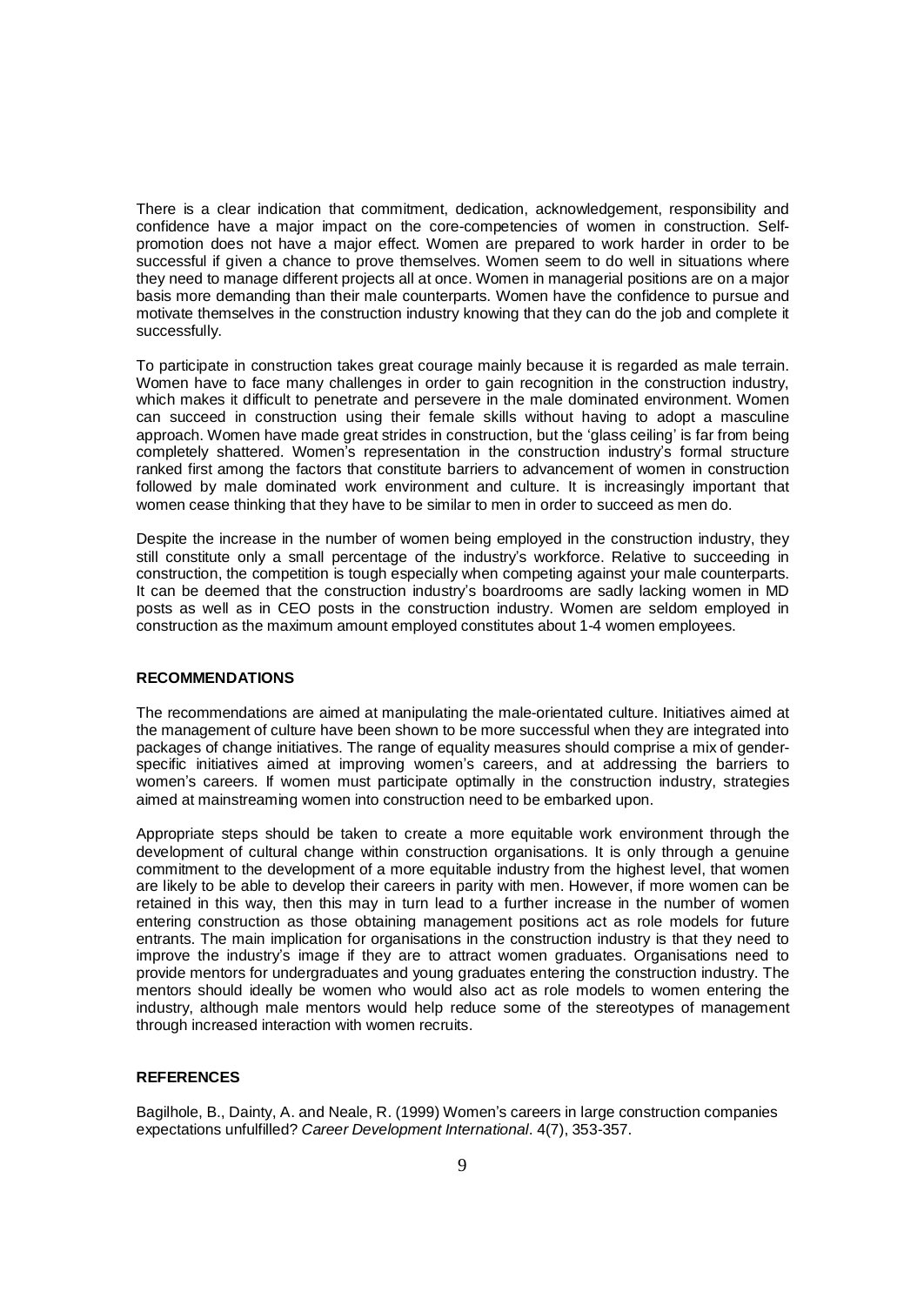There is a clear indication that commitment, dedication, acknowledgement, responsibility and confidence have a major impact on the core-competencies of women in construction. Self-promotion does not have a major effect. Women are prepared to work harder in order to be successful if given a chance to prove themselves. Women seem to do well in situations where they need to manage different projects all at once. Women in managerial positions are on a major basis more demanding than their male counterparts. Women have the confidence to pursue and motivate themselves in the construction industry knowing that they can do the job and complete it successfully.

To participate in construction takes great courage mainly because it is regarded as male terrain. Women have to face many challenges in order to gain recognition in the construction industry, which makes it difficult to penetrate and persevere in the male dominated environment. Women can succeed in construction using their female skills without having to adopt a masculine approach. Women have made great strides in construction, but the 'glass ceiling' is far from being completely shattered. Women's representation in the construction industry's formal structure ranked first among the factors that constitute barriers to advancement of women in construction followed by male dominated work environment and culture. It is increasingly important that women cease thinking that they have to be similar to men in order to succeed as men do.

Despite the increase in the number of women being employed in the construction industry, they still constitute only a small percentage of the industry's workforce. Relative to succeeding in construction, the competition is tough especially when competing against your male counterparts. It can be deemed that the construction industry's boardrooms are sadly lacking women in MD posts as well as in CEO posts in the construction industry. Women are seldom employed in construction as the maximum amount employed constitutes about 1-4 women employees.

## RECOMMENDATIONS

The recommendations are aimed at manipulating the male-orientated culture. Initiatives aimed at the management of culture have been shown to be more successful when they are integrated into packages of change initiatives. The range of equality measures should comprise a mix of gender-specific initiatives aimed at improving women's careers, and at addressing the barriers to women's careers. If women must participate optimally in the construction industry, strategies aimed at mainstreaming women into construction need to be embarked upon.

Appropriate steps should be taken to create a more equitable work environment through the development of cultural change within construction organisations. It is only through a genuine commitment to the development of a more equitable industry from the highest level, that women are likely to be able to develop their careers in parity with men. However, if more women can be retained in this way, then this may in turn lead to a further increase in the number of women entering construction as those obtaining management positions act as role models for future entrants. The main implication for organisations in the construction industry is that they need to improve the industry's image if they are to attract women graduates. Organisations need to provide mentors for undergraduates and young graduates entering the construction industry. The mentors should ideally be women who would also act as role models to women entering the industry, although male mentors would help reduce some of the stereotypes of management through increased interaction with women recruits.

## REFERENCES

Bagilhole, B., Dainty, A. and Neale, R. (1999) Women's careers in large construction companies expectations unfulfilled? *Career Development International*. 4(7), 353-357.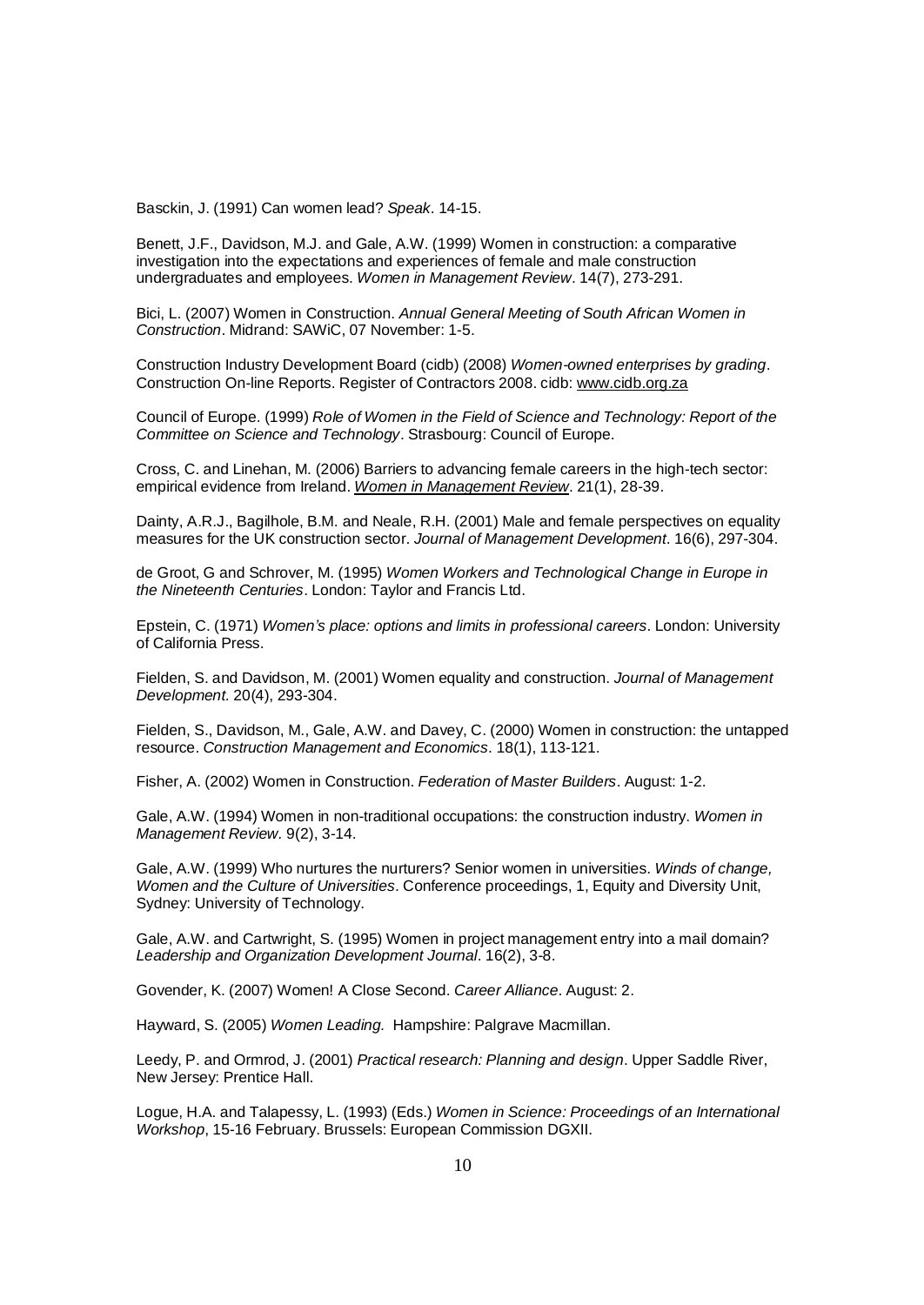Basckin, J. (1991) Can women lead? *Speak*. 14-15.

Benett, J.F., Davidson, M.J. and Gale, A.W. (1999) Women in construction: a comparative investigation into the expectations and experiences of female and male construction undergraduates and employees. *Women in Management Review*. 14(7), 273-291.

Bici, L. (2007) Women in Construction. *Annual General Meeting of South African Women in Construction*. Midrand: SAWiC, 07 November: 1-5.

Construction Industry Development Board (cidb) (2008) *Women-owned enterprises by grading*. Construction On-line Reports. Register of Contractors 2008. cidb: www.cidb.org.za

Council of Europe. (1999) *Role of Women in the Field of Science and Technology: Report of the Committee on Science and Technology*. Strasbourg: Council of Europe.

Cross, C. and Linehan, M. (2006) Barriers to advancing female careers in the high-tech sector: empirical evidence from Ireland. *Women in Management Review*. 21(1), 28-39.

Dainty, A.R.J., Bagilhole, B.M. and Neale, R.H. (2001) Male and female perspectives on equality measures for the UK construction sector. *Journal of Management Development*. 16(6), 297-304.

de Groot, G and Schrover, M. (1995) *Women Workers and Technological Change in Europe in the Nineteenth Centuries*. London: Taylor and Francis Ltd.

Epstein, C. (1971) *Women's place: options and limits in professional careers*. London: University of California Press.

Fielden, S. and Davidson, M. (2001) Women equality and construction. *Journal of Management Development*. 20(4), 293-304.

Fielden, S., Davidson, M., Gale, A.W. and Davey, C. (2000) Women in construction: the untapped resource. *Construction Management and Economics*. 18(1), 113-121.

Fisher, A. (2002) Women in Construction. *Federation of Master Builders*. August: 1-2.

Gale, A.W. (1994) Women in non-traditional occupations: the construction industry. *Women in Management Review*. 9(2), 3-14.

Gale, A.W. (1999) Who nurtures the nurturers? Senior women in universities. *Winds of change, Women and the Culture of Universities*. Conference proceedings, 1, Equity and Diversity Unit, Sydney: University of Technology.

Gale, A.W. and Cartwright, S. (1995) Women in project management entry into a mail domain? *Leadership and Organization Development Journal*. 16(2), 3-8.

Govender, K. (2007) Women! A Close Second. *Career Alliance*. August: 2.

Hayward, S. (2005) *Women Leading.* Hampshire: Palgrave Macmillan.

Leedy, P. and Ormrod, J. (2001) *Practical research: Planning and design*. Upper Saddle River, New Jersey: Prentice Hall.

Logue, H.A. and Talapessy, L. (1993) (Eds.) *Women in Science: Proceedings of an International Workshop*, 15-16 February. Brussels: European Commission DGXII.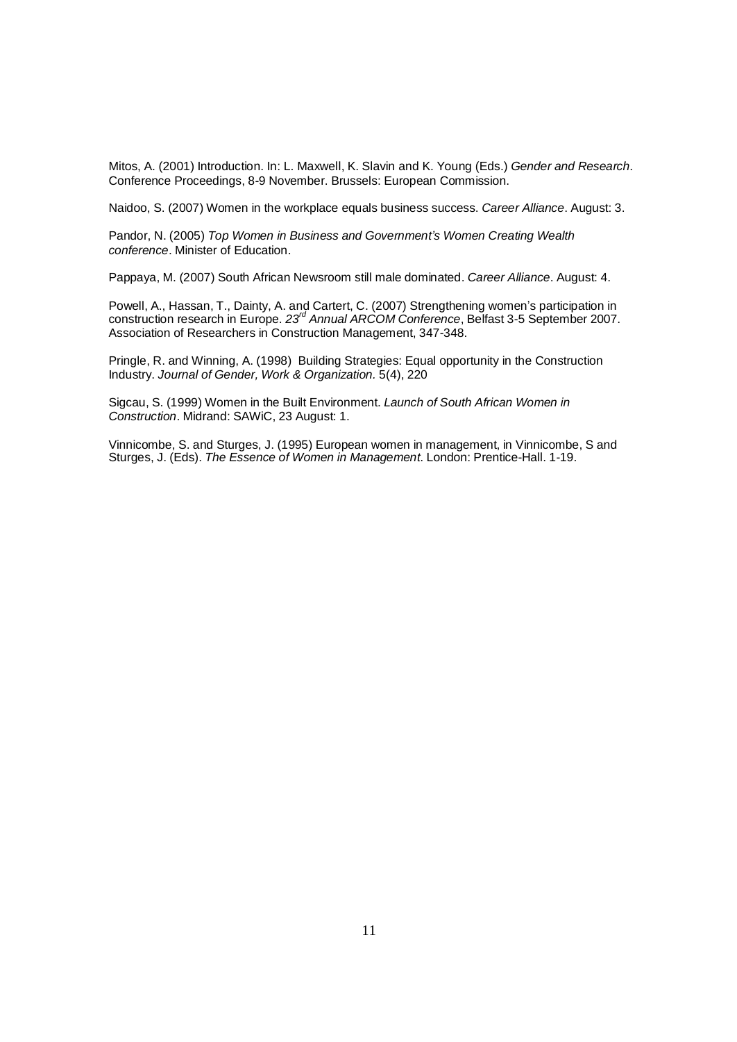Mitos, A. (2001) Introduction. In: L. Maxwell, K. Slavin and K. Young (Eds.) *Gender and Research*. Conference Proceedings, 8-9 November. Brussels: European Commission.

Naidoo, S. (2007) Women in the workplace equals business success. *Career Alliance*. August: 3.

Pandor, N. (2005) *Top Women in Business and Government's Women Creating Wealth conference*. Minister of Education.

Pappaya, M. (2007) South African Newsroom still male dominated. *Career Alliance*. August: 4.

Powell, A., Hassan, T., Dainty, A. and Cartert, C. (2007) Strengthening women's participation in construction research in Europe. *23rd Annual ARCOM Conference*, Belfast 3-5 September 2007. Association of Researchers in Construction Management, 347-348.

Pringle, R. and Winning, A. (1998) Building Strategies: Equal opportunity in the Construction Industry. *Journal of Gender, Work & Organization.* 5(4), 220

Sigcau, S. (1999) Women in the Built Environment. *Launch of South African Women in Construction*. Midrand: SAWiC, 23 August: 1.

Vinnicombe, S. and Sturges, J. (1995) European women in management, in Vinnicombe, S and Sturges, J. (Eds). *The Essence of Women in Management*. London: Prentice-Hall. 1-19.